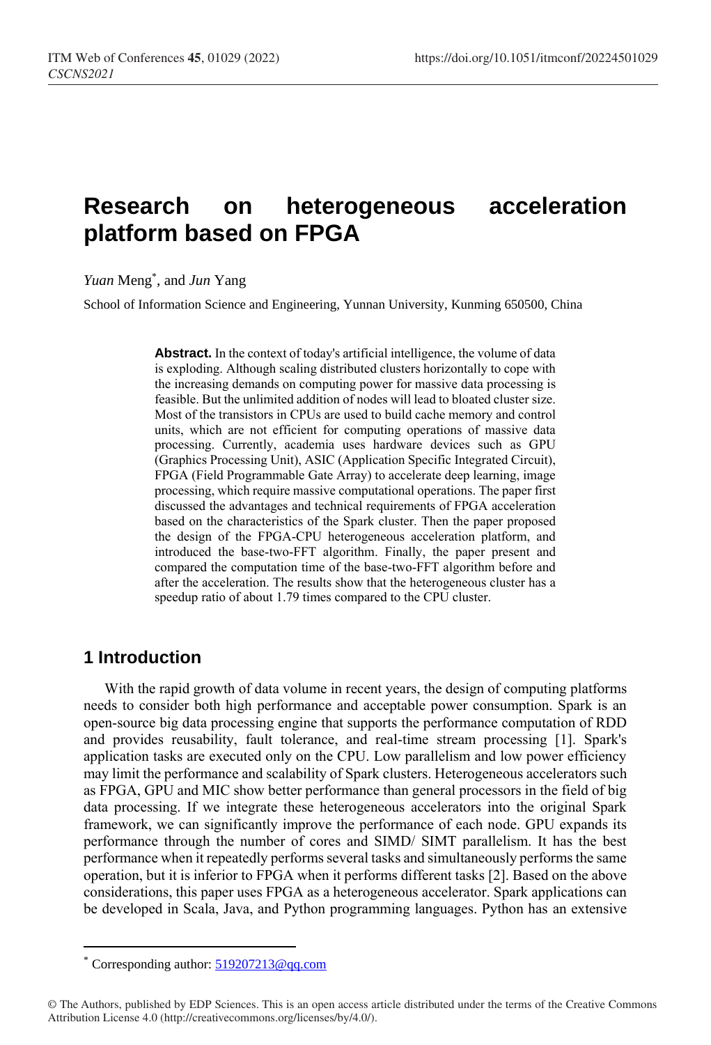# Research on heterogeneous acceleration platform based on FPGA

*Yuan* Meng*, and *Jun* Yang

School of Information Science and Engineering, Yunnan University, Kunming 650500, China

**Abstract.** In the context of today's artificial intelligence, the volume of data is exploding. Although scaling distributed clusters horizontally to cope with the increasing demands on computing power for massive data processing is feasible. But the unlimited addition of nodes will lead to bloated cluster size. Most of the transistors in CPUs are used to build cache memory and control units, which are not efficient for computing operations of massive data processing. Currently, academia uses hardware devices such as GPU (Graphics Processing Unit), ASIC (Application Specific Integrated Circuit), FPGA (Field Programmable Gate Array) to accelerate deep learning, image processing, which require massive computational operations. The paper first discussed the advantages and technical requirements of FPGA acceleration based on the characteristics of the Spark cluster. Then the paper proposed the design of the FPGA-CPU heterogeneous acceleration platform, and introduced the base-two-FFT algorithm. Finally, the paper present and compared the computation time of the base-two-FFT algorithm before and after the acceleration. The results show that the heterogeneous cluster has a speedup ratio of about 1.79 times compared to the CPU cluster.

## 1 Introduction

With the rapid growth of data volume in recent years, the design of computing platforms needs to consider both high performance and acceptable power consumption. Spark is an open-source big data processing engine that supports the performance computation of RDD and provides reusability, fault tolerance, and real-time stream processing [1]. Spark's application tasks are executed only on the CPU. Low parallelism and low power efficiency may limit the performance and scalability of Spark clusters. Heterogeneous accelerators such as FPGA, GPU and MIC show better performance than general processors in the field of big data processing. If we integrate these heterogeneous accelerators into the original Spark framework, we can significantly improve the performance of each node. GPU expands its performance through the number of cores and SIMD/ SIMT parallelism. It has the best performance when it repeatedly performs several tasks and simultaneously performs the same operation, but it is inferior to FPGA when it performs different tasks [2]. Based on the above considerations, this paper uses FPGA as a heterogeneous accelerator. Spark applications can be developed in Scala, Java, and Python programming languages. Python has an extensive

* Corresponding author: 519207213@qq.com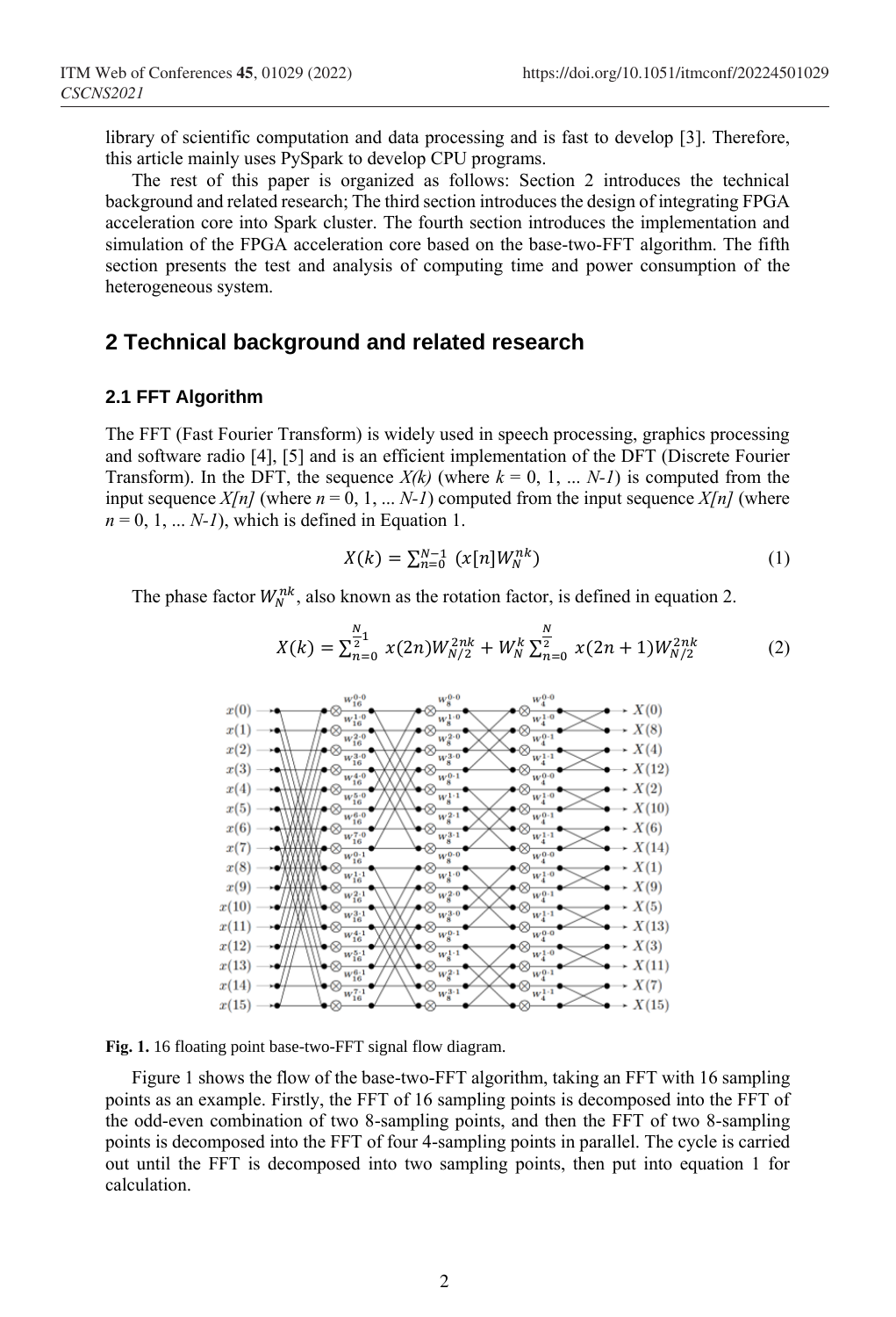library of scientific computation and data processing and is fast to develop [3]. Therefore, this article mainly uses PySpark to develop CPU programs.

The rest of this paper is organized as follows: Section 2 introduces the technical background and related research; The third section introduces the design of integrating FPGA acceleration core into Spark cluster. The fourth section introduces the implementation and simulation of the FPGA acceleration core based on the base-two-FFT algorithm. The fifth section presents the test and analysis of computing time and power consumption of the heterogeneous system.

## 2 Technical background and related research

### 2.1 FFT Algorithm

The FFT (Fast Fourier Transform) is widely used in speech processing, graphics processing and software radio [4], [5] and is an efficient implementation of the DFT (Discrete Fourier Transform). In the DFT, the sequence *X(k)* (where *k* = 0, 1, ... *N-1*) is computed from the input sequence *X[n]* (where *n* = 0, 1, ... *N-1*) computed from the input sequence *X[n]* (where *n* = 0, 1, ... *N-1*), which is defined in Equation 1.

$$X(k) = \sum_{n=0}^{N-1} (x[n] W_N^{nk}) \tag{1}$$

The phase factor $W_N^{nk}$, also known as the rotation factor, is defined in equation 2.

$$X(k) = \sum_{n=0}^{\frac{N}{2}1} x(2n) W_{N/2}^{2nk} + W_N^k \sum_{n=0}^{\frac{N}{2}} x(2n+1) W_{N/2}^{2nk} \tag{2}$$

**Fig. 1.** 16 floating point base-two-FFT signal flow diagram.

Figure 1 shows the flow of the base-two-FFT algorithm, taking an FFT with 16 sampling points as an example. Firstly, the FFT of 16 sampling points is decomposed into the FFT of the odd-even combination of two 8-sampling points, and then the FFT of two 8-sampling points is decomposed into the FFT of four 4-sampling points in parallel. The cycle is carried out until the FFT is decomposed into two sampling points, then put into equation 1 for calculation.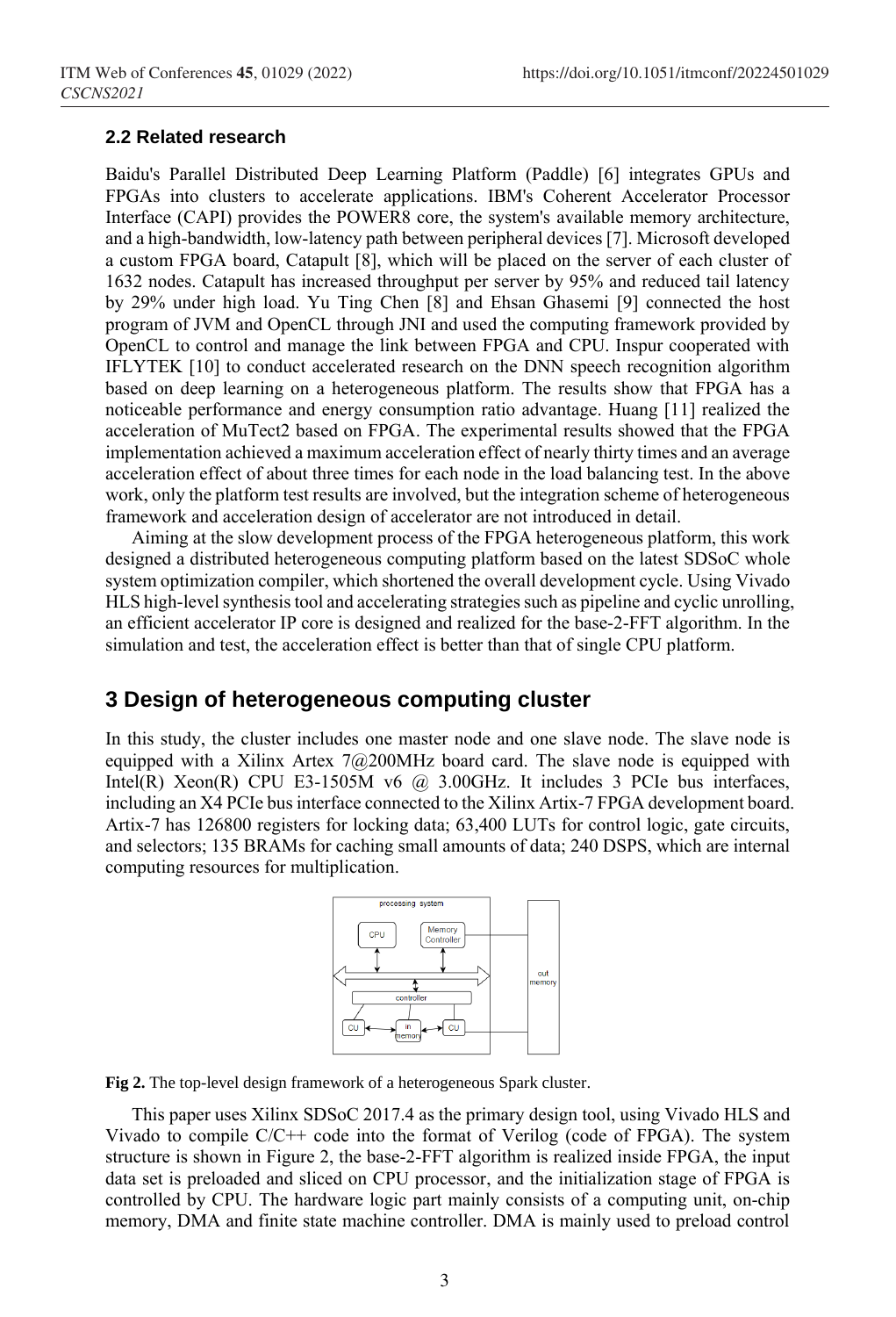## 2.2 Related research

Baidu's Parallel Distributed Deep Learning Platform (Paddle) [6] integrates GPUs and FPGAs into clusters to accelerate applications. IBM's Coherent Accelerator Processor Interface (CAPI) provides the POWER8 core, the system's available memory architecture, and a high-bandwidth, low-latency path between peripheral devices [7]. Microsoft developed a custom FPGA board, Catapult [8], which will be placed on the server of each cluster of 1632 nodes. Catapult has increased throughput per server by 95% and reduced tail latency by 29% under high load. Yu Ting Chen [8] and Ehsan Ghasemi [9] connected the host program of JVM and OpenCL through JNI and used the computing framework provided by OpenCL to control and manage the link between FPGA and CPU. Inspur cooperated with IFLYTEK [10] to conduct accelerated research on the DNN speech recognition algorithm based on deep learning on a heterogeneous platform. The results show that FPGA has a noticeable performance and energy consumption ratio advantage. Huang [11] realized the acceleration of MuTect2 based on FPGA. The experimental results showed that the FPGA implementation achieved a maximum acceleration effect of nearly thirty times and an average acceleration effect of about three times for each node in the load balancing test. In the above work, only the platform test results are involved, but the integration scheme of heterogeneous framework and acceleration design of accelerator are not introduced in detail.

Aiming at the slow development process of the FPGA heterogeneous platform, this work designed a distributed heterogeneous computing platform based on the latest SDSoC whole system optimization compiler, which shortened the overall development cycle. Using Vivado HLS high-level synthesis tool and accelerating strategies such as pipeline and cyclic unrolling, an efficient accelerator IP core is designed and realized for the base-2-FFT algorithm. In the simulation and test, the acceleration effect is better than that of single CPU platform.

# 3 Design of heterogeneous computing cluster

In this study, the cluster includes one master node and one slave node. The slave node is equipped with a Xilinx Artex 7@200MHz board card. The slave node is equipped with Intel(R) Xeon(R) CPU E3-1505M v6 @ 3.00GHz. It includes 3 PCIe bus interfaces, including an X4 PCIe bus interface connected to the Xilinx Artix-7 FPGA development board. Artix-7 has 126800 registers for locking data; 63,400 LUTs for control logic, gate circuits, and selectors; 135 BRAMs for caching small amounts of data; 240 DSPS, which are internal computing resources for multiplication.

**Fig 2.** The top-level design framework of a heterogeneous Spark cluster.

This paper uses Xilinx SDSoC 2017.4 as the primary design tool, using Vivado HLS and Vivado to compile C/C++ code into the format of Verilog (code of FPGA). The system structure is shown in Figure 2, the base-2-FFT algorithm is realized inside FPGA, the input data set is preloaded and sliced on CPU processor, and the initialization stage of FPGA is controlled by CPU. The hardware logic part mainly consists of a computing unit, on-chip memory, DMA and finite state machine controller. DMA is mainly used to preload control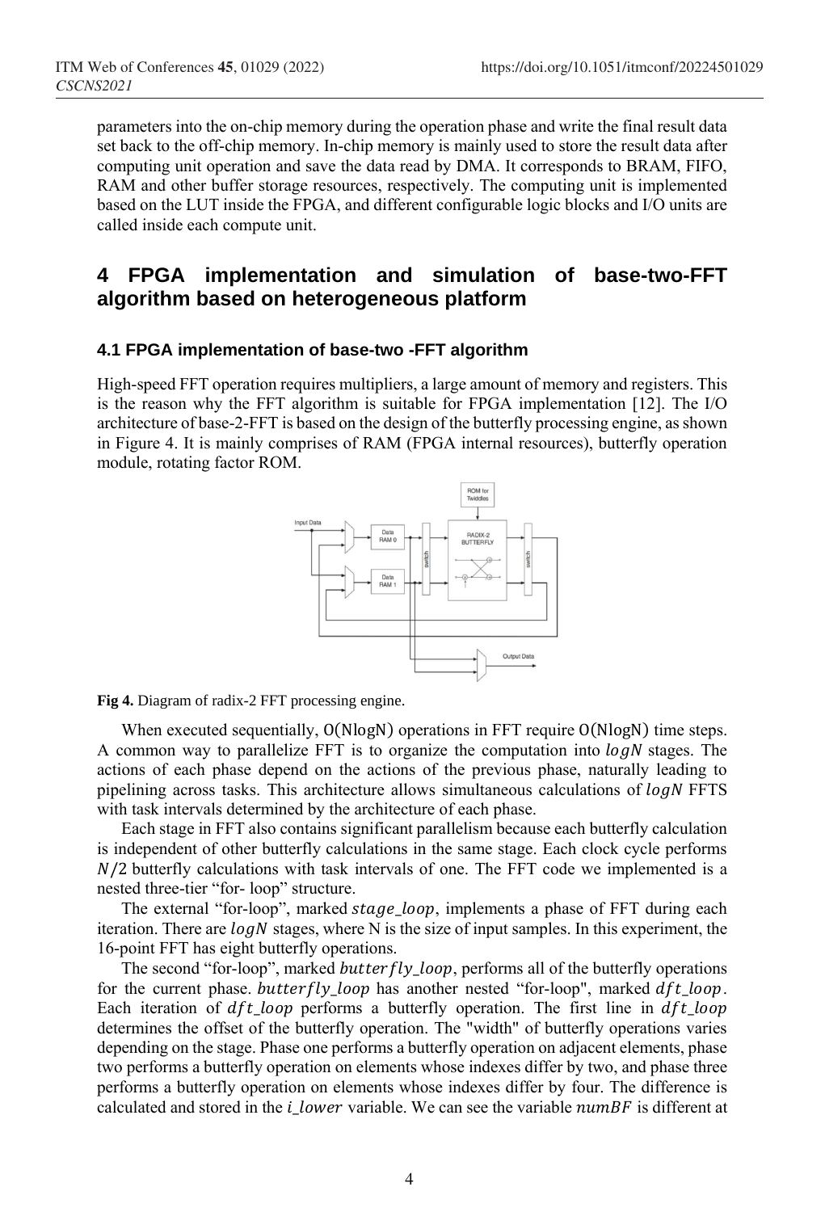parameters into the on-chip memory during the operation phase and write the final result data set back to the off-chip memory. In-chip memory is mainly used to store the result data after computing unit operation and save the data read by DMA. It corresponds to BRAM, FIFO, RAM and other buffer storage resources, respectively. The computing unit is implemented based on the LUT inside the FPGA, and different configurable logic blocks and I/O units are called inside each compute unit.

## 4 FPGA implementation and simulation of base-two-FFT algorithm based on heterogeneous platform

### 4.1 FPGA implementation of base-two -FFT algorithm

High-speed FFT operation requires multipliers, a large amount of memory and registers. This is the reason why the FFT algorithm is suitable for FPGA implementation [12]. The I/O architecture of base-2-FFT is based on the design of the butterfly processing engine, as shown in Figure 4. It is mainly comprises of RAM (FPGA internal resources), butterfly operation module, rotating factor ROM.

**Fig 4.** Diagram of radix-2 FFT processing engine.

When executed sequentially, $O(N\log N)$ operations in FFT require $O(N\log N)$ time steps. A common way to parallelize FFT is to organize the computation into $logN$ stages. The actions of each phase depend on the actions of the previous phase, naturally leading to pipelining across tasks. This architecture allows simultaneous calculations of $logN$ FFTS with task intervals determined by the architecture of each phase.

Each stage in FFT also contains significant parallelism because each butterfly calculation is independent of other butterfly calculations in the same stage. Each clock cycle performs $N/2$ butterfly calculations with task intervals of one. The FFT code we implemented is a nested three-tier "for- loop" structure.

The external "for-loop", marked $stage\_loop$, implements a phase of FFT during each iteration. There are $logN$ stages, where N is the size of input samples. In this experiment, the 16-point FFT has eight butterfly operations.

The second "for-loop", marked $butterfly\_loop$, performs all of the butterfly operations for the current phase. $butterfly\_loop$ has another nested "for-loop", marked $dft\_loop$. Each iteration of $dft\_loop$ performs a butterfly operation. The first line in $dft\_loop$ determines the offset of the butterfly operation. The "width" of butterfly operations varies depending on the stage. Phase one performs a butterfly operation on adjacent elements, phase two performs a butterfly operation on elements whose indexes differ by two, and phase three performs a butterfly operation on elements whose indexes differ by four. The difference is calculated and stored in the $i\_lower$ variable. We can see the variable $numBF$ is different at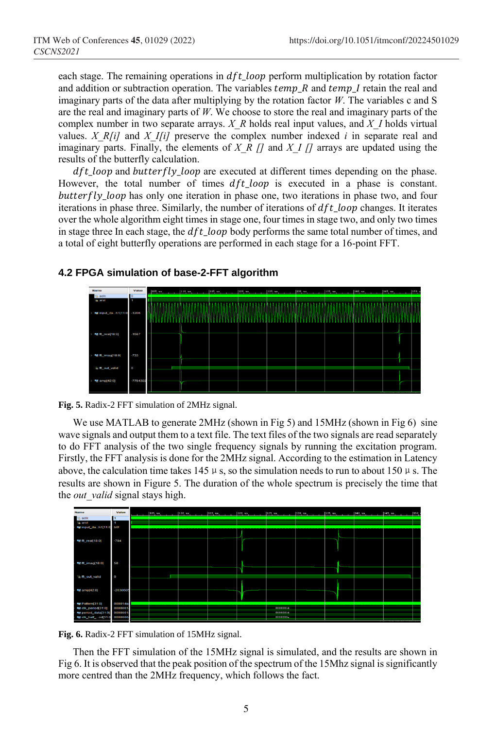each stage. The remaining operations in $dft\_loop$ perform multiplication by rotation factor and addition or subtraction operation. The variables $temp\_R$ and $temp\_I$ retain the real and imaginary parts of the data after multiplying by the rotation factor $W$. The variables c and S are the real and imaginary parts of $W$. We choose to store the real and imaginary parts of the complex number in two separate arrays. *X_R* holds real input values, and *X_I* holds virtual values. *X_R[i]* and *X_I[i]* preserve the complex number indexed *i* in separate real and imaginary parts. Finally, the elements of *X_R []* and *X_I []* arrays are updated using the results of the butterfly calculation.

$dft\_loop$ and $butterfly\_loop$ are executed at different times depending on the phase. However, the total number of times $dft\_loop$ is executed in a phase is constant. $butterfly\_loop$ has only one iteration in phase one, two iterations in phase two, and four iterations in phase three. Similarly, the number of iterations of $dft\_loop$ changes. It iterates over the whole algorithm eight times in stage one, four times in stage two, and only two times in stage three In each stage, the $dft\_loop$ body performs the same total number of times, and a total of eight butterfly operations are performed in each stage for a 16-point FFT.

### 4.2 FPGA simulation of base-2-FFT algorithm

**Fig. 5.** Radix-2 FFT simulation of 2MHz signal.

We use MATLAB to generate 2MHz (shown in Fig 5) and 15MHz (shown in Fig 6) sine wave signals and output them to a text file. The text files of the two signals are read separately to do FFT analysis of the two single frequency signals by running the excitation program. Firstly, the FFT analysis is done for the 2MHz signal. According to the estimation in Latency above, the calculation time takes 145 μ s, so the simulation needs to run to about 150 μ s. The results are shown in Figure 5. The duration of the whole spectrum is precisely the time that the *out_valid* signal stays high.

**Fig. 6.** Radix-2 FFT simulation of 15MHz signal.

Then the FFT simulation of the 15MHz signal is simulated, and the results are shown in Fig 6. It is observed that the peak position of the spectrum of the 15Mhz signal is significantly more centred than the 2MHz frequency, which follows the fact.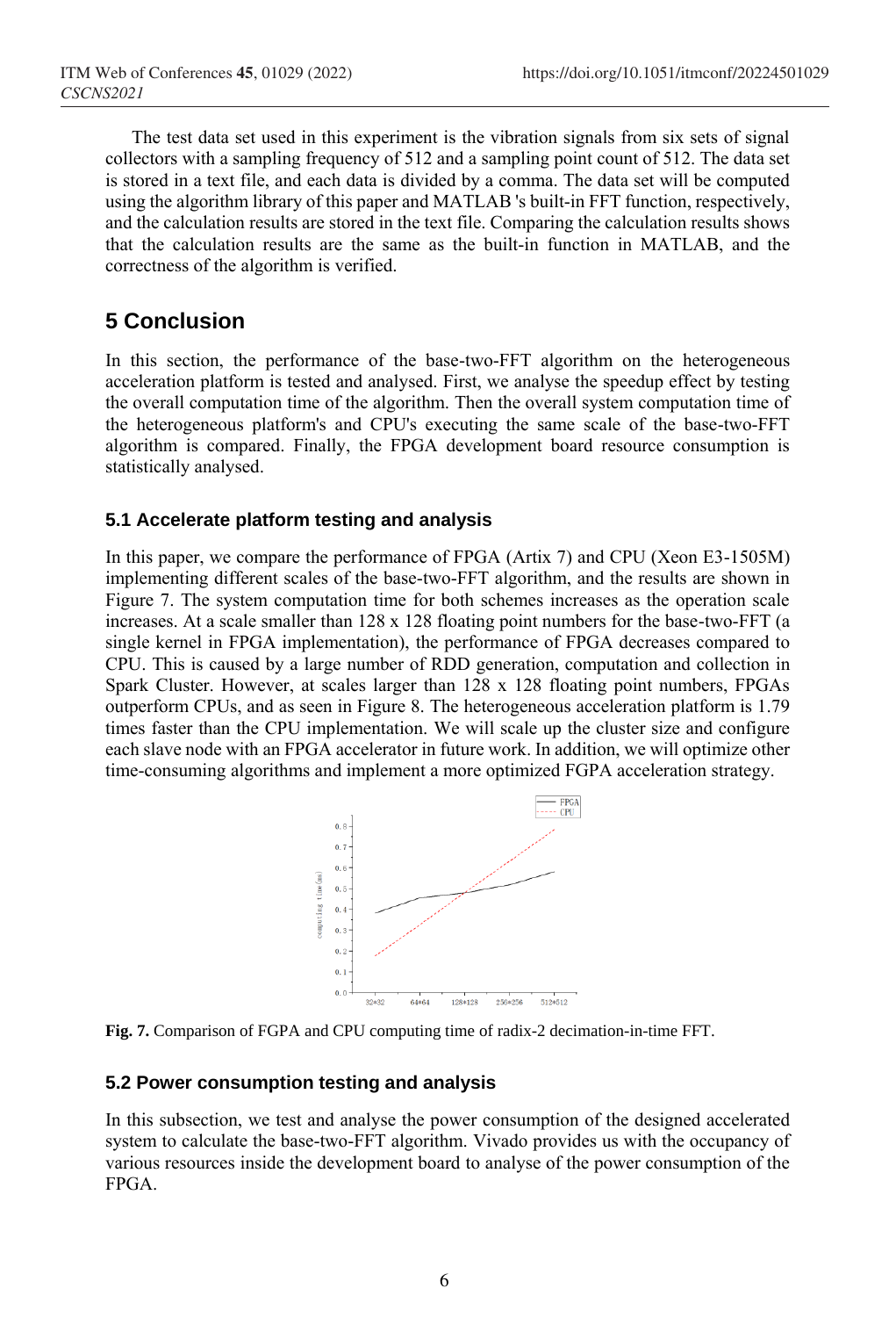The test data set used in this experiment is the vibration signals from six sets of signal collectors with a sampling frequency of 512 and a sampling point count of 512. The data set is stored in a text file, and each data is divided by a comma. The data set will be computed using the algorithm library of this paper and MATLAB 's built-in FFT function, respectively, and the calculation results are stored in the text file. Comparing the calculation results shows that the calculation results are the same as the built-in function in MATLAB, and the correctness of the algorithm is verified.

# 5 Conclusion

In this section, the performance of the base-two-FFT algorithm on the heterogeneous acceleration platform is tested and analysed. First, we analyse the speedup effect by testing the overall computation time of the algorithm. Then the overall system computation time of the heterogeneous platform's and CPU's executing the same scale of the base-two-FFT algorithm is compared. Finally, the FPGA development board resource consumption is statistically analysed.

## 5.1 Accelerate platform testing and analysis

In this paper, we compare the performance of FPGA (Artix 7) and CPU (Xeon E3-1505M) implementing different scales of the base-two-FFT algorithm, and the results are shown in Figure 7. The system computation time for both schemes increases as the operation scale increases. At a scale smaller than 128 x 128 floating point numbers for the base-two-FFT (a single kernel in FPGA implementation), the performance of FPGA decreases compared to CPU. This is caused by a large number of RDD generation, computation and collection in Spark Cluster. However, at scales larger than 128 x 128 floating point numbers, FPGAs outperform CPUs, and as seen in Figure 8. The heterogeneous acceleration platform is 1.79 times faster than the CPU implementation. We will scale up the cluster size and configure each slave node with an FPGA accelerator in future work. In addition, we will optimize other time-consuming algorithms and implement a more optimized FGPA acceleration strategy.

**Fig. 7.** Comparison of FGPA and CPU computing time of radix-2 decimation-in-time FFT.

## 5.2 Power consumption testing and analysis

In this subsection, we test and analyse the power consumption of the designed accelerated system to calculate the base-two-FFT algorithm. Vivado provides us with the occupancy of various resources inside the development board to analyse of the power consumption of the FPGA.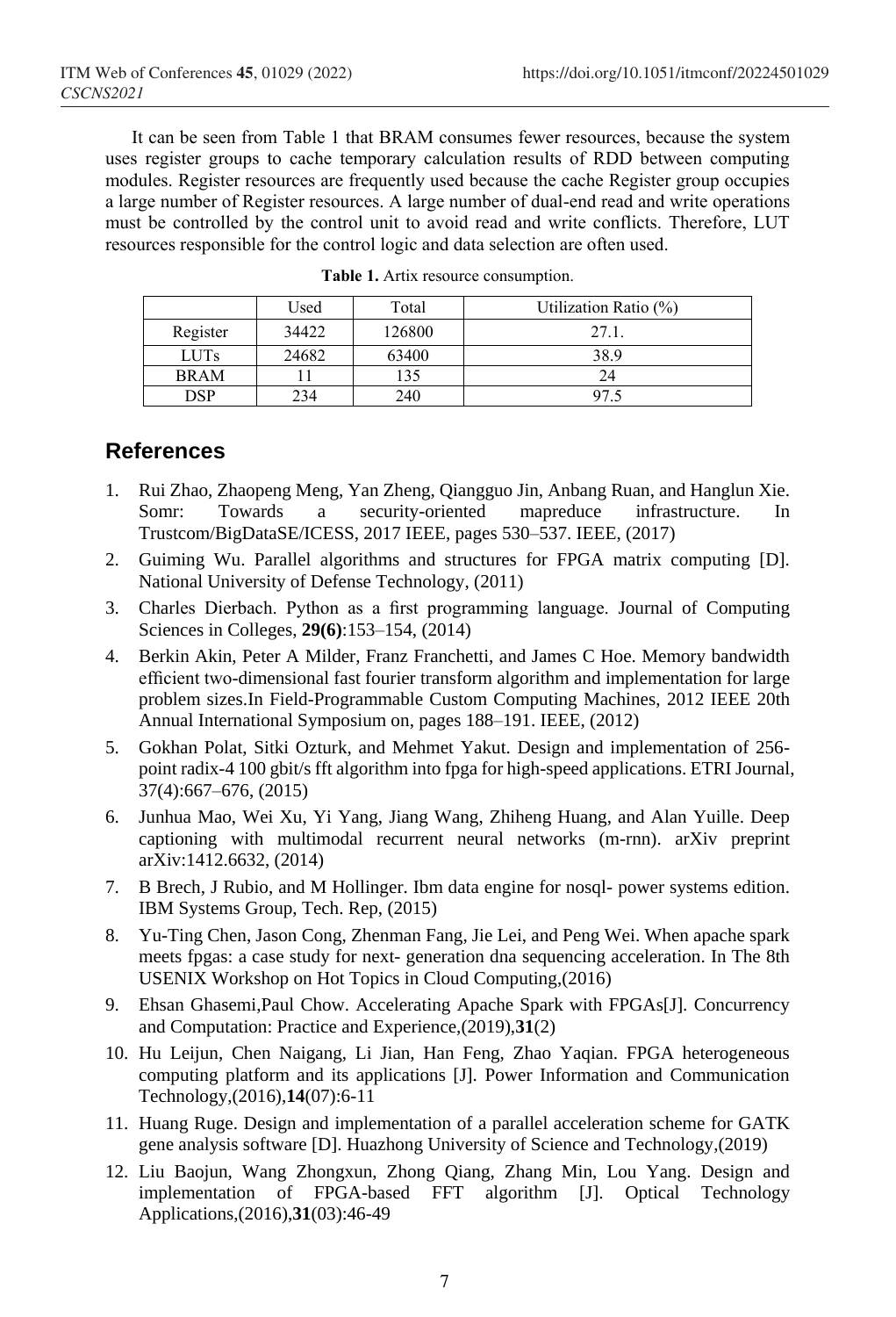It can be seen from Table 1 that BRAM consumes fewer resources, because the system uses register groups to cache temporary calculation results of RDD between computing modules. Register resources are frequently used because the cache Register group occupies a large number of Register resources. A large number of dual-end read and write operations must be controlled by the control unit to avoid read and write conflicts. Therefore, LUT resources responsible for the control logic and data selection are often used.

**Table 1.** Artix resource consumption.

| | Used | Total | Utilization Ratio (%) |
|---|---|---|---|
| Register | 34422 | 126800 | 27.1. |
| LUTs | 24682 | 63400 | 38.9 |
| BRAM | 11 | 135 | 24 |
| DSP | 234 | 240 | 97.5 |

## References

1. Rui Zhao, Zhaopeng Meng, Yan Zheng, Qiangguo Jin, Anbang Ruan, and Hanglun Xie. Somr: Towards a security-oriented mapreduce infrastructure. In Trustcom/BigDataSE/ICESS, 2017 IEEE, pages 530–537. IEEE, (2017)
2. Guiming Wu. Parallel algorithms and structures for FPGA matrix computing [D]. National University of Defense Technology, (2011)
3. Charles Dierbach. Python as a first programming language. Journal of Computing Sciences in Colleges, **29(6)**:153–154, (2014)
4. Berkin Akin, Peter A Milder, Franz Franchetti, and James C Hoe. Memory bandwidth efficient two-dimensional fast fourier transform algorithm and implementation for large problem sizes.In Field-Programmable Custom Computing Machines, 2012 IEEE 20th Annual International Symposium on, pages 188–191. IEEE, (2012)
5. Gokhan Polat, Sitki Ozturk, and Mehmet Yakut. Design and implementation of 256-point radix-4 100 gbit/s fft algorithm into fpga for high-speed applications. ETRI Journal, 37(4):667–676, (2015)
6. Junhua Mao, Wei Xu, Yi Yang, Jiang Wang, Zhiheng Huang, and Alan Yuille. Deep captioning with multimodal recurrent neural networks (m-rnn). arXiv preprint arXiv:1412.6632, (2014)
7. B Brech, J Rubio, and M Hollinger. Ibm data engine for nosql- power systems edition. IBM Systems Group, Tech. Rep, (2015)
8. Yu-Ting Chen, Jason Cong, Zhenman Fang, Jie Lei, and Peng Wei. When apache spark meets fpgas: a case study for next- generation dna sequencing acceleration. In The 8th USENIX Workshop on Hot Topics in Cloud Computing,(2016)
9. Ehsan Ghasemi,Paul Chow. Accelerating Apache Spark with FPGAs[J]. Concurrency and Computation: Practice and Experience,(2019),**31**(2)
10. Hu Leijun, Chen Naigang, Li Jian, Han Feng, Zhao Yaqian. FPGA heterogeneous computing platform and its applications [J]. Power Information and Communication Technology,(2016),**14**(07):6-11
11. Huang Ruge. Design and implementation of a parallel acceleration scheme for GATK gene analysis software [D]. Huazhong University of Science and Technology,(2019)
12. Liu Baojun, Wang Zhongxun, Zhong Qiang, Zhang Min, Lou Yang. Design and implementation of FPGA-based FFT algorithm [J]. Optical Technology Applications,(2016),**31**(03):46-49